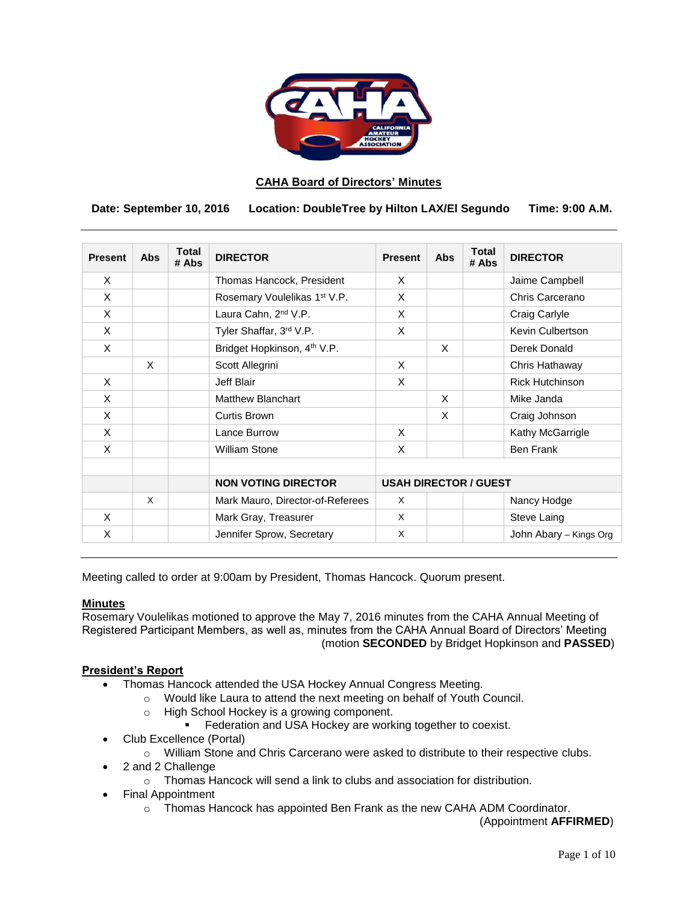## CAHA Board of Directors' Minutes

**Date: September 10, 2016 Location: DoubleTree by Hilton LAX/El Segundo Time: 9:00 A.M.**

| Present | Abs | Total # Abs | DIRECTOR | Present | Abs | Total # Abs | DIRECTOR |
|---|---|---|---|---|---|---|---|
| X | | | Thomas Hancock, President | X | | | Jaime Campbell |
| X | | | Rosemary Voulelikas 1st V.P. | X | | | Chris Carcerano |
| X | | | Laura Cahn, 2nd V.P. | X | | | Craig Carlyle |
| X | | | Tyler Shaffar, 3rd V.P. | X | | | Kevin Culbertson |
| X | | | Bridget Hopkinson, 4th V.P. | | X | | Derek Donald |
| | X | | Scott Allegrini | X | | | Chris Hathaway |
| X | | | Jeff Blair | X | | | Rick Hutchinson |
| X | | | Matthew Blanchart | | X | | Mike Janda |
| X | | | Curtis Brown | | X | | Craig Johnson |
| X | | | Lance Burrow | X | | | Kathy McGarrigle |
| X | | | William Stone | X | | | Ben Frank |
| | | | | | | | |
| | | | **NON VOTING DIRECTOR** | **USAH DIRECTOR / GUEST** | | | |
| | X | | Mark Mauro, Director-of-Referees | X | | | Nancy Hodge |
| X | | | Mark Gray, Treasurer | X | | | Steve Laing |
| X | | | Jennifer Sprow, Secretary | X | | | John Abary – Kings Org |

Meeting called to order at 9:00am by President, Thomas Hancock. Quorum present.

**Minutes**

Rosemary Voulelikas motioned to approve the May 7, 2016 minutes from the CAHA Annual Meeting of Registered Participant Members, as well as, minutes from the CAHA Annual Board of Directors' Meeting (motion **SECONDED** by Bridget Hopkinson and **PASSED**)

**President's Report**

- Thomas Hancock attended the USA Hockey Annual Congress Meeting.
  - Would like Laura to attend the next meeting on behalf of Youth Council.
  - High School Hockey is a growing component.
    - Federation and USA Hockey are working together to coexist.
- Club Excellence (Portal)
  - William Stone and Chris Carcerano were asked to distribute to their respective clubs.
- 2 and 2 Challenge
  - Thomas Hancock will send a link to clubs and association for distribution.
- Final Appointment
  - Thomas Hancock has appointed Ben Frank as the new CAHA ADM Coordinator. (Appointment **AFFIRMED**)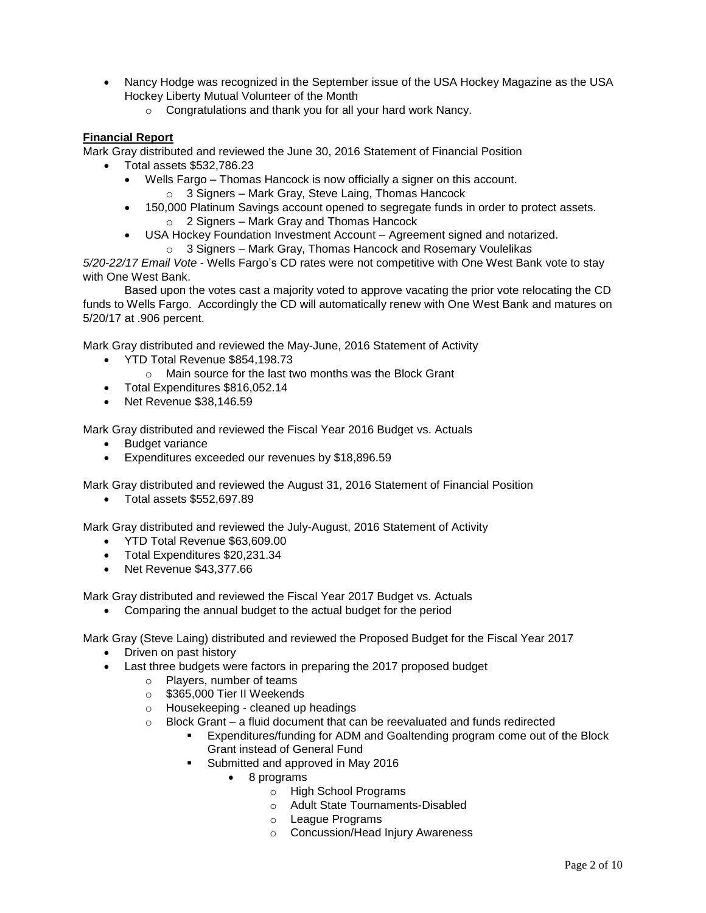- Nancy Hodge was recognized in the September issue of the USA Hockey Magazine as the USA Hockey Liberty Mutual Volunteer of the Month
  - Congratulations and thank you for all your hard work Nancy.

**Financial Report**

Mark Gray distributed and reviewed the June 30, 2016 Statement of Financial Position

- Total assets $532,786.23
  - Wells Fargo – Thomas Hancock is now officially a signer on this account.
    - 3 Signers – Mark Gray, Steve Laing, Thomas Hancock
  - 150,000 Platinum Savings account opened to segregate funds in order to protect assets.
    - 2 Signers – Mark Gray and Thomas Hancock
  - USA Hockey Foundation Investment Account – Agreement signed and notarized.
    - 3 Signers – Mark Gray, Thomas Hancock and Rosemary Voulelikas

*5/20-22/17 Email Vote* - Wells Fargo's CD rates were not competitive with One West Bank vote to stay with One West Bank.

Based upon the votes cast a majority voted to approve vacating the prior vote relocating the CD funds to Wells Fargo. Accordingly the CD will automatically renew with One West Bank and matures on 5/20/17 at .906 percent.

Mark Gray distributed and reviewed the May-June, 2016 Statement of Activity

- YTD Total Revenue $854,198.73
  - Main source for the last two months was the Block Grant
- Total Expenditures $816,052.14
- Net Revenue $38,146.59

Mark Gray distributed and reviewed the Fiscal Year 2016 Budget vs. Actuals

- Budget variance
- Expenditures exceeded our revenues by $18,896.59

Mark Gray distributed and reviewed the August 31, 2016 Statement of Financial Position

- Total assets $552,697.89

Mark Gray distributed and reviewed the July-August, 2016 Statement of Activity

- YTD Total Revenue $63,609.00
- Total Expenditures $20,231.34
- Net Revenue $43,377.66

Mark Gray distributed and reviewed the Fiscal Year 2017 Budget vs. Actuals

- Comparing the annual budget to the actual budget for the period

Mark Gray (Steve Laing) distributed and reviewed the Proposed Budget for the Fiscal Year 2017

- Driven on past history
- Last three budgets were factors in preparing the 2017 proposed budget
  - Players, number of teams
  - $365,000 Tier II Weekends
  - Housekeeping - cleaned up headings
  - Block Grant – a fluid document that can be reevaluated and funds redirected
    - Expenditures/funding for ADM and Goaltending program come out of the Block Grant instead of General Fund
    - Submitted and approved in May 2016
      - 8 programs
        - High School Programs
        - Adult State Tournaments-Disabled
        - League Programs
        - Concussion/Head Injury Awareness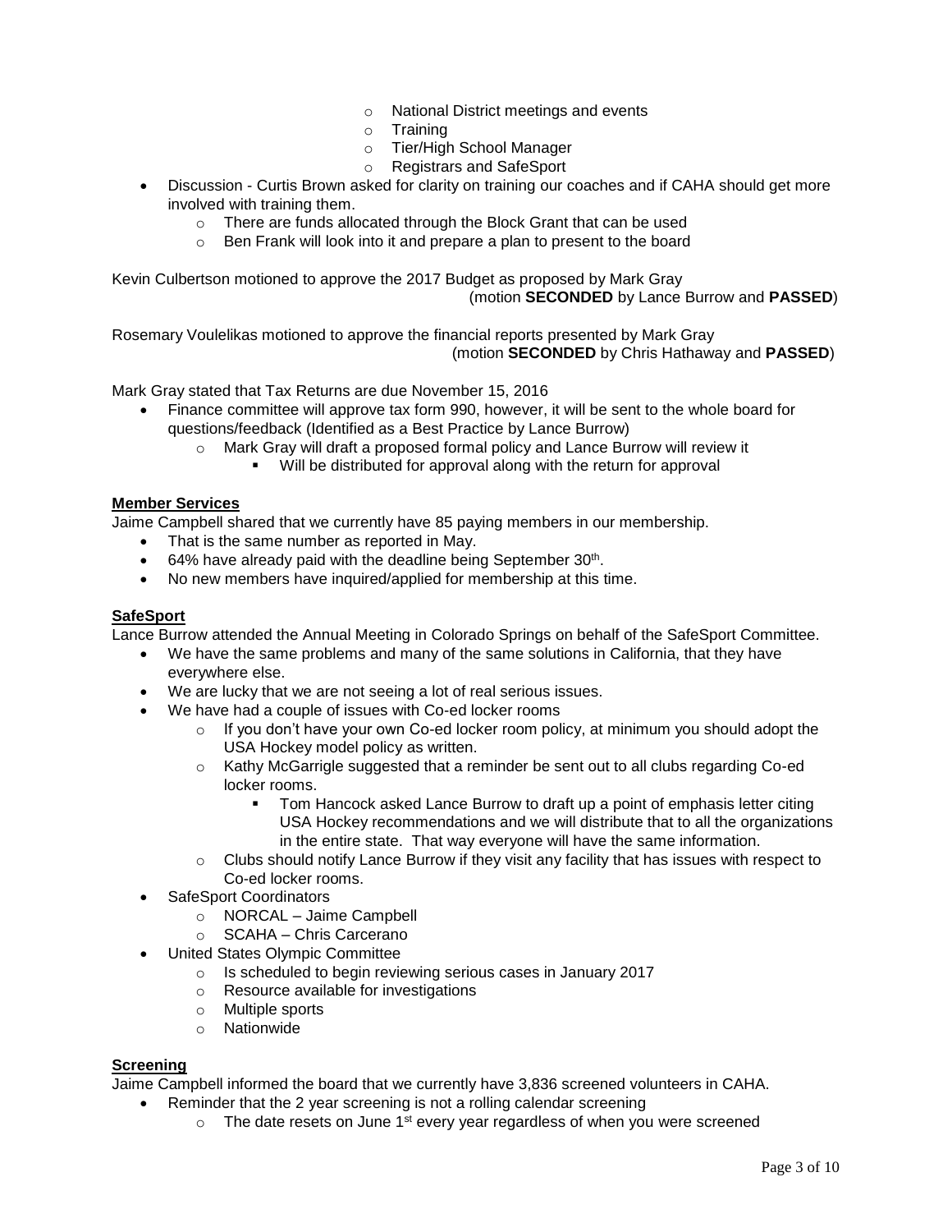- National District meetings and events
  - Training
  - Tier/High School Manager
  - Registrars and SafeSport
- Discussion - Curtis Brown asked for clarity on training our coaches and if CAHA should get more involved with training them.
  - There are funds allocated through the Block Grant that can be used
  - Ben Frank will look into it and prepare a plan to present to the board

Kevin Culbertson motioned to approve the 2017 Budget as proposed by Mark Gray
(motion **SECONDED** by Lance Burrow and **PASSED**)

Rosemary Voulelikas motioned to approve the financial reports presented by Mark Gray
(motion **SECONDED** by Chris Hathaway and **PASSED**)

Mark Gray stated that Tax Returns are due November 15, 2016

- Finance committee will approve tax form 990, however, it will be sent to the whole board for questions/feedback (Identified as a Best Practice by Lance Burrow)
  - Mark Gray will draft a proposed formal policy and Lance Burrow will review it
    - Will be distributed for approval along with the return for approval

**Member Services**

Jaime Campbell shared that we currently have 85 paying members in our membership.

- That is the same number as reported in May.
- 64% have already paid with the deadline being September 30th.
- No new members have inquired/applied for membership at this time.

**SafeSport**

Lance Burrow attended the Annual Meeting in Colorado Springs on behalf of the SafeSport Committee.

- We have the same problems and many of the same solutions in California, that they have everywhere else.
- We are lucky that we are not seeing a lot of real serious issues.
- We have had a couple of issues with Co-ed locker rooms
  - If you don't have your own Co-ed locker room policy, at minimum you should adopt the USA Hockey model policy as written.
  - Kathy McGarrigle suggested that a reminder be sent out to all clubs regarding Co-ed locker rooms.
    - Tom Hancock asked Lance Burrow to draft up a point of emphasis letter citing USA Hockey recommendations and we will distribute that to all the organizations in the entire state. That way everyone will have the same information.
  - Clubs should notify Lance Burrow if they visit any facility that has issues with respect to Co-ed locker rooms.
- SafeSport Coordinators
  - NORCAL – Jaime Campbell
  - SCAHA – Chris Carcerano
- United States Olympic Committee
  - Is scheduled to begin reviewing serious cases in January 2017
  - Resource available for investigations
  - Multiple sports
  - Nationwide

**Screening**

Jaime Campbell informed the board that we currently have 3,836 screened volunteers in CAHA.

- Reminder that the 2 year screening is not a rolling calendar screening
  - The date resets on June 1st every year regardless of when you were screened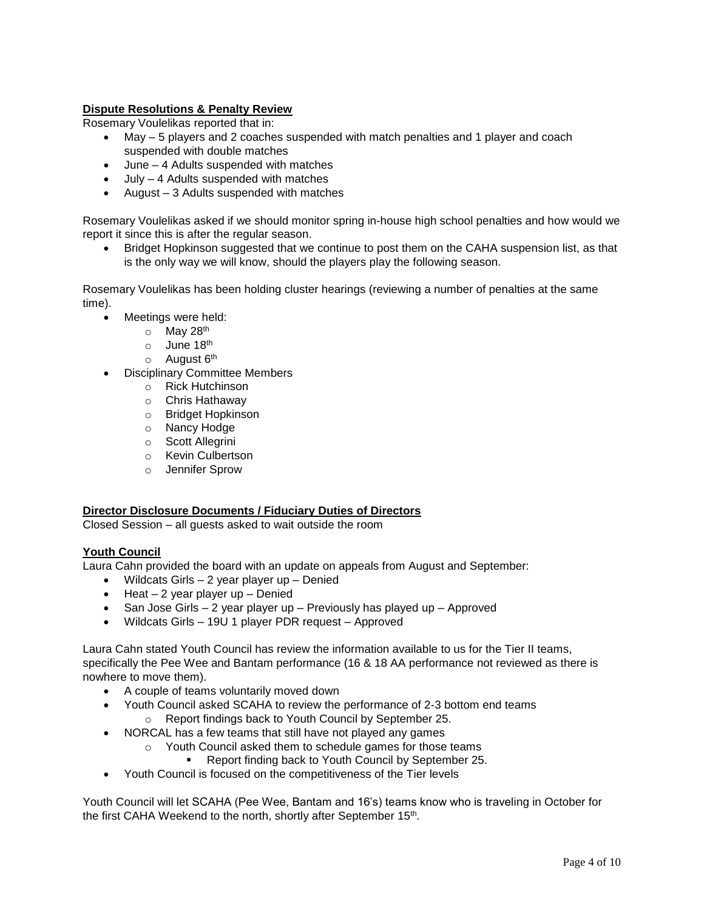**Dispute Resolutions & Penalty Review**

Rosemary Voulelikas reported that in:

- May – 5 players and 2 coaches suspended with match penalties and 1 player and coach suspended with double matches
- June – 4 Adults suspended with matches
- July – 4 Adults suspended with matches
- August – 3 Adults suspended with matches

Rosemary Voulelikas asked if we should monitor spring in-house high school penalties and how would we report it since this is after the regular season.

- Bridget Hopkinson suggested that we continue to post them on the CAHA suspension list, as that is the only way we will know, should the players play the following season.

Rosemary Voulelikas has been holding cluster hearings (reviewing a number of penalties at the same time).

- Meetings were held:
  - May 28th
  - June 18th
  - August 6th
- Disciplinary Committee Members
  - Rick Hutchinson
  - Chris Hathaway
  - Bridget Hopkinson
  - Nancy Hodge
  - Scott Allegrini
  - Kevin Culbertson
  - Jennifer Sprow

**Director Disclosure Documents / Fiduciary Duties of Directors**

Closed Session – all guests asked to wait outside the room

**Youth Council**

Laura Cahn provided the board with an update on appeals from August and September:

- Wildcats Girls – 2 year player up – Denied
- Heat – 2 year player up – Denied
- San Jose Girls – 2 year player up – Previously has played up – Approved
- Wildcats Girls – 19U 1 player PDR request – Approved

Laura Cahn stated Youth Council has review the information available to us for the Tier II teams, specifically the Pee Wee and Bantam performance (16 & 18 AA performance not reviewed as there is nowhere to move them).

- A couple of teams voluntarily moved down
- Youth Council asked SCAHA to review the performance of 2-3 bottom end teams
  - Report findings back to Youth Council by September 25.
- NORCAL has a few teams that still have not played any games
  - Youth Council asked them to schedule games for those teams
    - Report finding back to Youth Council by September 25.
- Youth Council is focused on the competitiveness of the Tier levels

Youth Council will let SCAHA (Pee Wee, Bantam and 16's) teams know who is traveling in October for the first CAHA Weekend to the north, shortly after September 15th.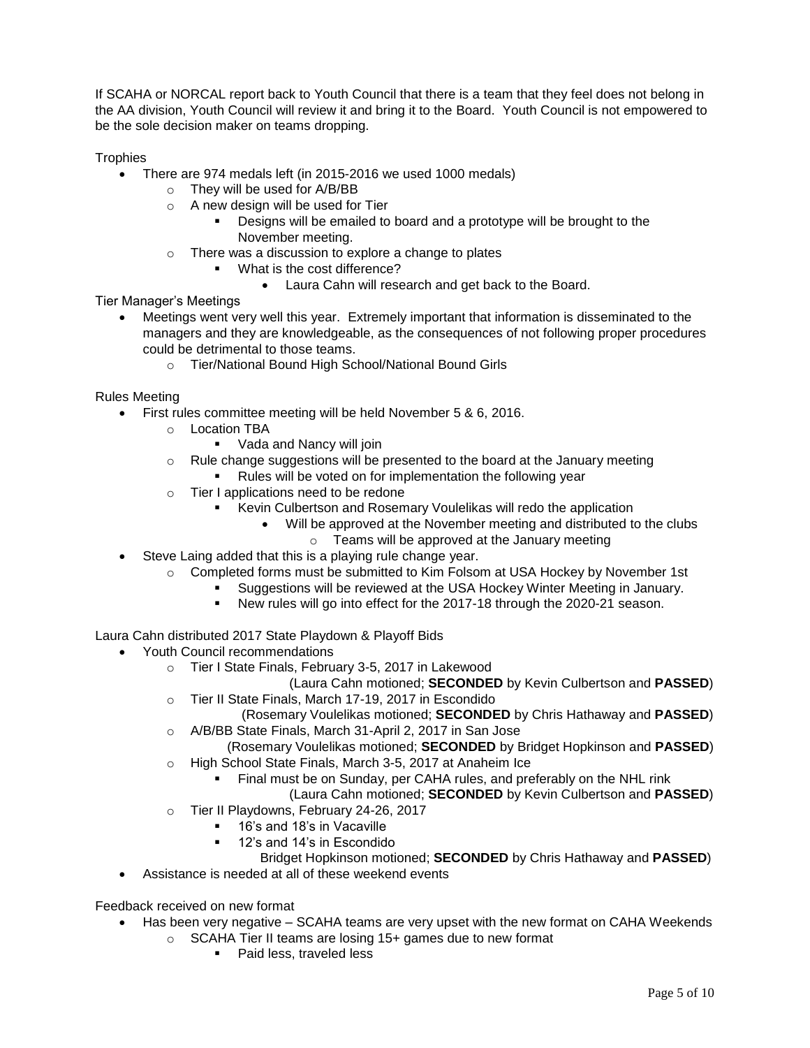If SCAHA or NORCAL report back to Youth Council that there is a team that they feel does not belong in the AA division, Youth Council will review it and bring it to the Board. Youth Council is not empowered to be the sole decision maker on teams dropping.

Trophies

- There are 974 medals left (in 2015-2016 we used 1000 medals)
  - They will be used for A/B/BB
  - A new design will be used for Tier
    - Designs will be emailed to board and a prototype will be brought to the November meeting.
  - There was a discussion to explore a change to plates
    - What is the cost difference?
      - Laura Cahn will research and get back to the Board.

Tier Manager's Meetings

- Meetings went very well this year. Extremely important that information is disseminated to the managers and they are knowledgeable, as the consequences of not following proper procedures could be detrimental to those teams.
  - Tier/National Bound High School/National Bound Girls

Rules Meeting

- First rules committee meeting will be held November 5 & 6, 2016.
  - Location TBA
    - Vada and Nancy will join
  - Rule change suggestions will be presented to the board at the January meeting
    - Rules will be voted on for implementation the following year
  - Tier I applications need to be redone
    - Kevin Culbertson and Rosemary Voulelikas will redo the application
      - Will be approved at the November meeting and distributed to the clubs
        - Teams will be approved at the January meeting
- Steve Laing added that this is a playing rule change year.
  - Completed forms must be submitted to Kim Folsom at USA Hockey by November 1st
    - Suggestions will be reviewed at the USA Hockey Winter Meeting in January.
    - New rules will go into effect for the 2017-18 through the 2020-21 season.

Laura Cahn distributed 2017 State Playdown & Playoff Bids

- Youth Council recommendations
  - Tier I State Finals, February 3-5, 2017 in Lakewood
    (Laura Cahn motioned; **SECONDED** by Kevin Culbertson and **PASSED**)
  - Tier II State Finals, March 17-19, 2017 in Escondido
    (Rosemary Voulelikas motioned; **SECONDED** by Chris Hathaway and **PASSED**)
  - A/B/BB State Finals, March 31-April 2, 2017 in San Jose
    (Rosemary Voulelikas motioned; **SECONDED** by Bridget Hopkinson and **PASSED**)
  - High School State Finals, March 3-5, 2017 at Anaheim Ice
    - Final must be on Sunday, per CAHA rules, and preferably on the NHL rink
      (Laura Cahn motioned; **SECONDED** by Kevin Culbertson and **PASSED**)
  - Tier II Playdowns, February 24-26, 2017
    - 16's and 18's in Vacaville
    - 12's and 14's in Escondido
      Bridget Hopkinson motioned; **SECONDED** by Chris Hathaway and **PASSED**)
- Assistance is needed at all of these weekend events

Feedback received on new format

- Has been very negative – SCAHA teams are very upset with the new format on CAHA Weekends
  - SCAHA Tier II teams are losing 15+ games due to new format
    - Paid less, traveled less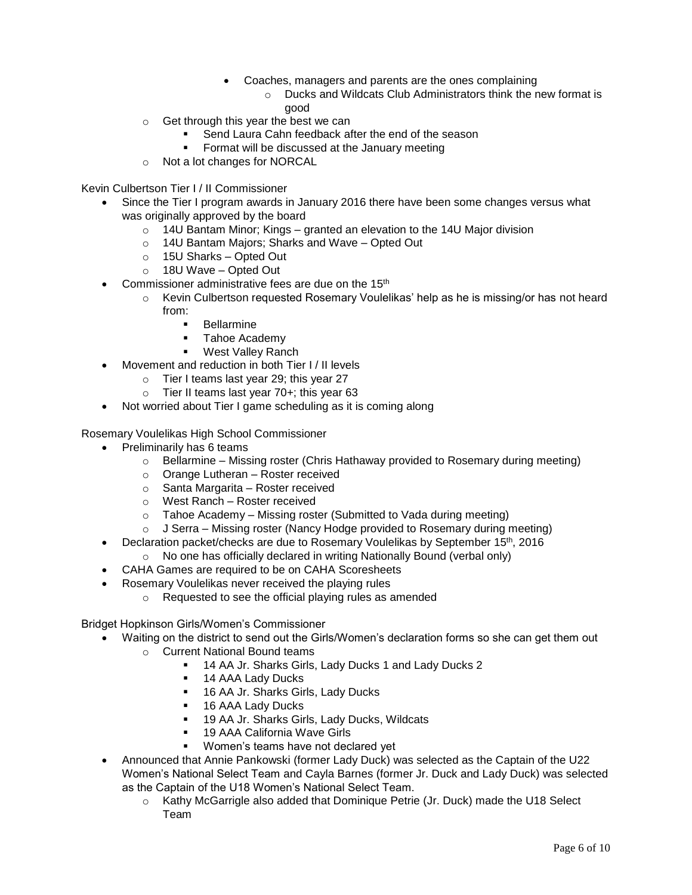- Coaches, managers and parents are the ones complaining
    - Ducks and Wildcats Club Administrators think the new format is good
- Get through this year the best we can
  - Send Laura Cahn feedback after the end of the season
  - Format will be discussed at the January meeting
- Not a lot changes for NORCAL

Kevin Culbertson Tier I / II Commissioner

- Since the Tier I program awards in January 2016 there have been some changes versus what was originally approved by the board
  - 14U Bantam Minor; Kings – granted an elevation to the 14U Major division
  - 14U Bantam Majors; Sharks and Wave – Opted Out
  - 15U Sharks – Opted Out
  - 18U Wave – Opted Out
- Commissioner administrative fees are due on the 15th
  - Kevin Culbertson requested Rosemary Voulelikas' help as he is missing/or has not heard from:
    - Bellarmine
    - Tahoe Academy
    - West Valley Ranch
- Movement and reduction in both Tier I / II levels
  - Tier I teams last year 29; this year 27
  - Tier II teams last year 70+; this year 63
- Not worried about Tier I game scheduling as it is coming along

Rosemary Voulelikas High School Commissioner

- Preliminarily has 6 teams
  - Bellarmine – Missing roster (Chris Hathaway provided to Rosemary during meeting)
  - Orange Lutheran – Roster received
  - Santa Margarita – Roster received
  - West Ranch – Roster received
  - Tahoe Academy – Missing roster (Submitted to Vada during meeting)
  - J Serra – Missing roster (Nancy Hodge provided to Rosemary during meeting)
- Declaration packet/checks are due to Rosemary Voulelikas by September 15th, 2016
  - No one has officially declared in writing Nationally Bound (verbal only)
- CAHA Games are required to be on CAHA Scoresheets
- Rosemary Voulelikas never received the playing rules
  - Requested to see the official playing rules as amended

Bridget Hopkinson Girls/Women's Commissioner

- Waiting on the district to send out the Girls/Women's declaration forms so she can get them out
  - Current National Bound teams
    - 14 AA Jr. Sharks Girls, Lady Ducks 1 and Lady Ducks 2
    - 14 AAA Lady Ducks
    - 16 AA Jr. Sharks Girls, Lady Ducks
    - 16 AAA Lady Ducks
    - 19 AA Jr. Sharks Girls, Lady Ducks, Wildcats
    - 19 AAA California Wave Girls
    - Women's teams have not declared yet
- Announced that Annie Pankowski (former Lady Duck) was selected as the Captain of the U22 Women's National Select Team and Cayla Barnes (former Jr. Duck and Lady Duck) was selected as the Captain of the U18 Women's National Select Team.
  - Kathy McGarrigle also added that Dominique Petrie (Jr. Duck) made the U18 Select Team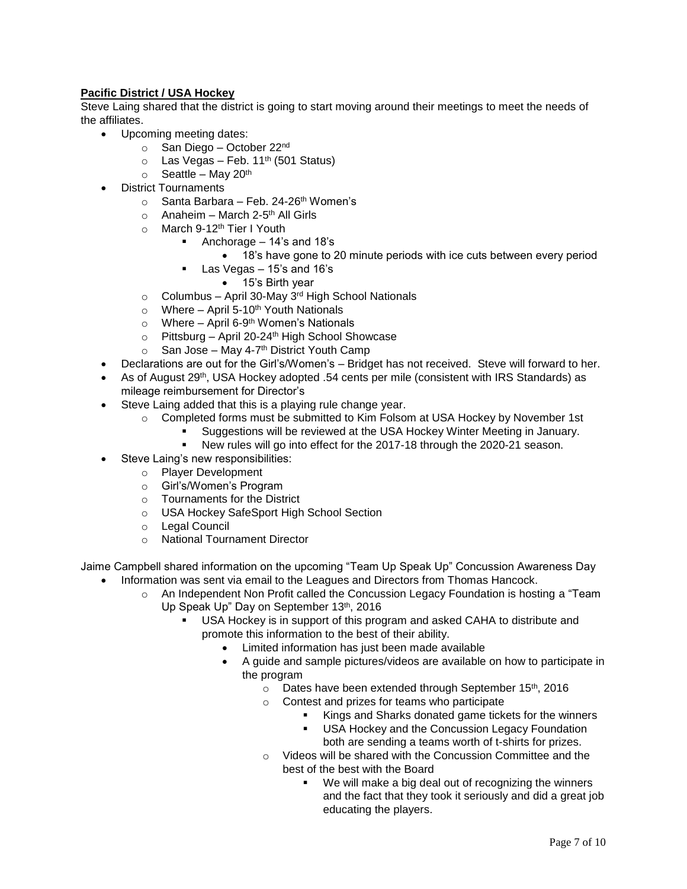**Pacific District / USA Hockey**

Steve Laing shared that the district is going to start moving around their meetings to meet the needs of the affiliates.

- Upcoming meeting dates:
  - San Diego – October 22nd
  - Las Vegas – Feb. 11th (501 Status)
  - Seattle – May 20th
- District Tournaments
  - Santa Barbara – Feb. 24-26th Women's
  - Anaheim – March 2-5th All Girls
  - March 9-12th Tier I Youth
    - Anchorage – 14's and 18's
      - 18's have gone to 20 minute periods with ice cuts between every period
    - Las Vegas – 15's and 16's
      - 15's Birth year
  - Columbus – April 30-May 3rd High School Nationals
  - Where – April 5-10th Youth Nationals
  - Where – April 6-9th Women's Nationals
  - Pittsburg – April 20-24th High School Showcase
  - San Jose – May 4-7th District Youth Camp
- Declarations are out for the Girl's/Women's – Bridget has not received. Steve will forward to her.
- As of August 29th, USA Hockey adopted .54 cents per mile (consistent with IRS Standards) as mileage reimbursement for Director's
- Steve Laing added that this is a playing rule change year.
  - Completed forms must be submitted to Kim Folsom at USA Hockey by November 1st
    - Suggestions will be reviewed at the USA Hockey Winter Meeting in January.
    - New rules will go into effect for the 2017-18 through the 2020-21 season.
- Steve Laing's new responsibilities:
  - Player Development
  - Girl's/Women's Program
  - Tournaments for the District
  - USA Hockey SafeSport High School Section
  - Legal Council
  - National Tournament Director

Jaime Campbell shared information on the upcoming "Team Up Speak Up" Concussion Awareness Day

- Information was sent via email to the Leagues and Directors from Thomas Hancock.
  - An Independent Non Profit called the Concussion Legacy Foundation is hosting a "Team Up Speak Up" Day on September 13th, 2016
    - USA Hockey is in support of this program and asked CAHA to distribute and promote this information to the best of their ability.
      - Limited information has just been made available
      - A guide and sample pictures/videos are available on how to participate in the program
        - Dates have been extended through September 15th, 2016
        - Contest and prizes for teams who participate
          - Kings and Sharks donated game tickets for the winners
          - USA Hockey and the Concussion Legacy Foundation both are sending a teams worth of t-shirts for prizes.
        - Videos will be shared with the Concussion Committee and the best of the best with the Board
          - We will make a big deal out of recognizing the winners and the fact that they took it seriously and did a great job educating the players.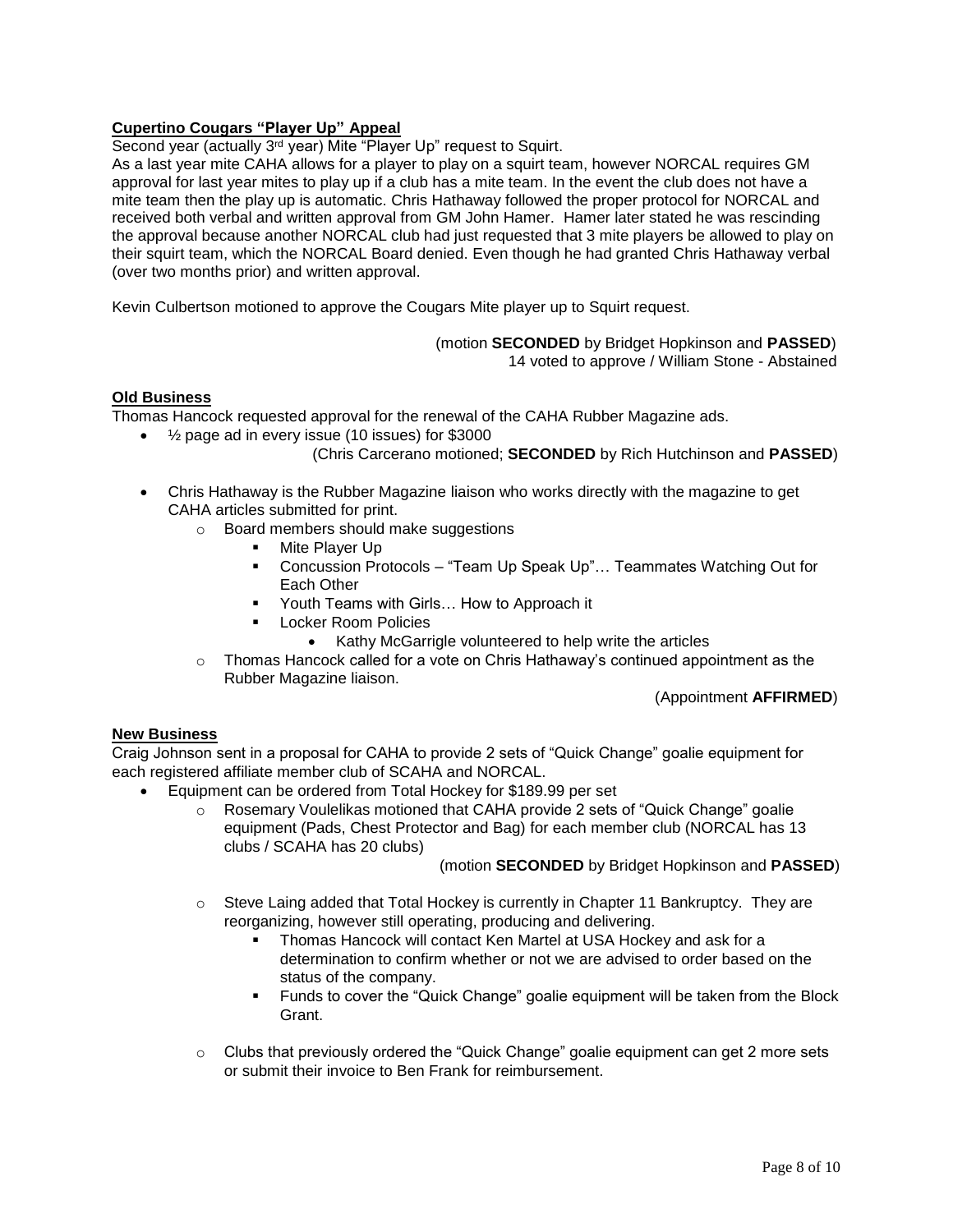**Cupertino Cougars "Player Up" Appeal**

Second year (actually 3rd year) Mite "Player Up" request to Squirt.

As a last year mite CAHA allows for a player to play on a squirt team, however NORCAL requires GM approval for last year mites to play up if a club has a mite team. In the event the club does not have a mite team then the play up is automatic. Chris Hathaway followed the proper protocol for NORCAL and received both verbal and written approval from GM John Hamer. Hamer later stated he was rescinding the approval because another NORCAL club had just requested that 3 mite players be allowed to play on their squirt team, which the NORCAL Board denied. Even though he had granted Chris Hathaway verbal (over two months prior) and written approval.

Kevin Culbertson motioned to approve the Cougars Mite player up to Squirt request.

(motion **SECONDED** by Bridget Hopkinson and **PASSED**)
14 voted to approve / William Stone - Abstained

**Old Business**

Thomas Hancock requested approval for the renewal of the CAHA Rubber Magazine ads.

- ½ page ad in every issue (10 issues) for $3000

  (Chris Carcerano motioned; **SECONDED** by Rich Hutchinson and **PASSED**)

- Chris Hathaway is the Rubber Magazine liaison who works directly with the magazine to get CAHA articles submitted for print.
  - Board members should make suggestions
    - Mite Player Up
    - Concussion Protocols – "Team Up Speak Up"… Teammates Watching Out for Each Other
    - Youth Teams with Girls… How to Approach it
    - Locker Room Policies
      - Kathy McGarrigle volunteered to help write the articles
  - Thomas Hancock called for a vote on Chris Hathaway's continued appointment as the Rubber Magazine liaison.

    (Appointment **AFFIRMED**)

**New Business**

Craig Johnson sent in a proposal for CAHA to provide 2 sets of "Quick Change" goalie equipment for each registered affiliate member club of SCAHA and NORCAL.

- Equipment can be ordered from Total Hockey for $189.99 per set
  - Rosemary Voulelikas motioned that CAHA provide 2 sets of "Quick Change" goalie equipment (Pads, Chest Protector and Bag) for each member club (NORCAL has 13 clubs / SCAHA has 20 clubs)

    (motion **SECONDED** by Bridget Hopkinson and **PASSED**)

  - Steve Laing added that Total Hockey is currently in Chapter 11 Bankruptcy. They are reorganizing, however still operating, producing and delivering.
    - Thomas Hancock will contact Ken Martel at USA Hockey and ask for a determination to confirm whether or not we are advised to order based on the status of the company.
    - Funds to cover the "Quick Change" goalie equipment will be taken from the Block Grant.
  - Clubs that previously ordered the "Quick Change" goalie equipment can get 2 more sets or submit their invoice to Ben Frank for reimbursement.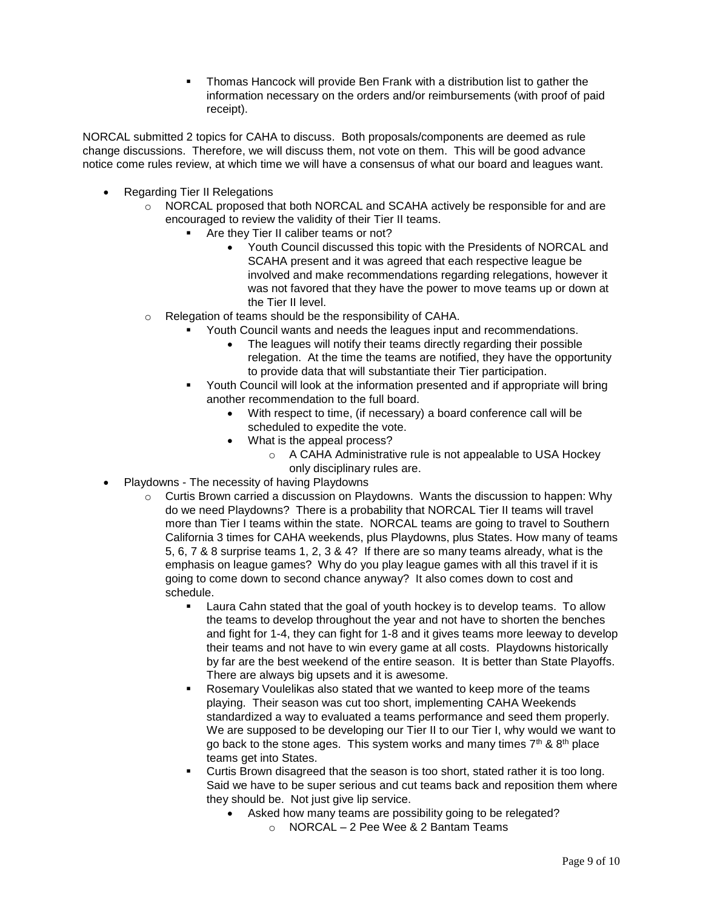- Thomas Hancock will provide Ben Frank with a distribution list to gather the information necessary on the orders and/or reimbursements (with proof of paid receipt).

NORCAL submitted 2 topics for CAHA to discuss. Both proposals/components are deemed as rule change discussions. Therefore, we will discuss them, not vote on them. This will be good advance notice come rules review, at which time we will have a consensus of what our board and leagues want.

- Regarding Tier II Relegations
  - NORCAL proposed that both NORCAL and SCAHA actively be responsible for and are encouraged to review the validity of their Tier II teams.
    - Are they Tier II caliber teams or not?
      - Youth Council discussed this topic with the Presidents of NORCAL and SCAHA present and it was agreed that each respective league be involved and make recommendations regarding relegations, however it was not favored that they have the power to move teams up or down at the Tier II level.
  - Relegation of teams should be the responsibility of CAHA.
    - Youth Council wants and needs the leagues input and recommendations.
      - The leagues will notify their teams directly regarding their possible relegation. At the time the teams are notified, they have the opportunity to provide data that will substantiate their Tier participation.
    - Youth Council will look at the information presented and if appropriate will bring another recommendation to the full board.
      - With respect to time, (if necessary) a board conference call will be scheduled to expedite the vote.
      - What is the appeal process?
        - A CAHA Administrative rule is not appealable to USA Hockey only disciplinary rules are.
- Playdowns - The necessity of having Playdowns
  - Curtis Brown carried a discussion on Playdowns. Wants the discussion to happen: Why do we need Playdowns? There is a probability that NORCAL Tier II teams will travel more than Tier I teams within the state. NORCAL teams are going to travel to Southern California 3 times for CAHA weekends, plus Playdowns, plus States. How many of teams 5, 6, 7 & 8 surprise teams 1, 2, 3 & 4? If there are so many teams already, what is the emphasis on league games? Why do you play league games with all this travel if it is going to come down to second chance anyway? It also comes down to cost and schedule.
    - Laura Cahn stated that the goal of youth hockey is to develop teams. To allow the teams to develop throughout the year and not have to shorten the benches and fight for 1-4, they can fight for 1-8 and it gives teams more leeway to develop their teams and not have to win every game at all costs. Playdowns historically by far are the best weekend of the entire season. It is better than State Playoffs. There are always big upsets and it is awesome.
    - Rosemary Voulelikas also stated that we wanted to keep more of the teams playing. Their season was cut too short, implementing CAHA Weekends standardized a way to evaluated a teams performance and seed them properly. We are supposed to be developing our Tier II to our Tier I, why would we want to go back to the stone ages. This system works and many times 7th & 8th place teams get into States.
    - Curtis Brown disagreed that the season is too short, stated rather it is too long. Said we have to be super serious and cut teams back and reposition them where they should be. Not just give lip service.
      - Asked how many teams are possibility going to be relegated?
        - NORCAL – 2 Pee Wee & 2 Bantam Teams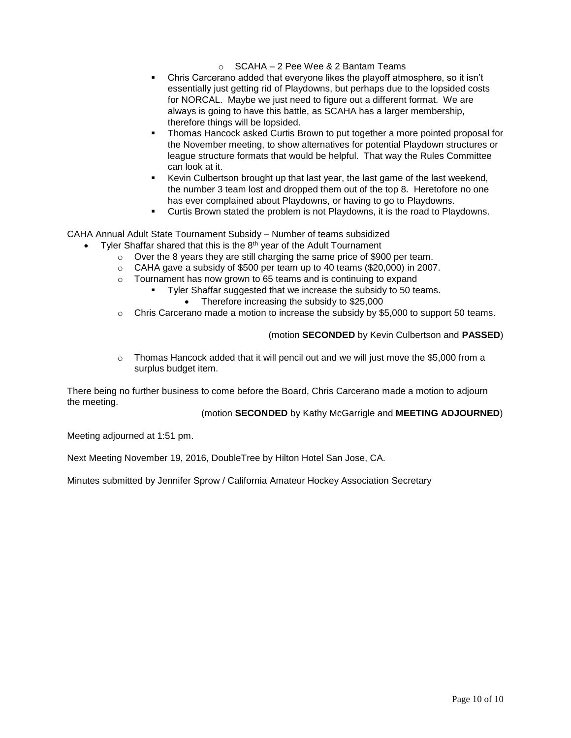- SCAHA – 2 Pee Wee & 2 Bantam Teams
    - Chris Carcerano added that everyone likes the playoff atmosphere, so it isn't essentially just getting rid of Playdowns, but perhaps due to the lopsided costs for NORCAL. Maybe we just need to figure out a different format. We are always is going to have this battle, as SCAHA has a larger membership, therefore things will be lopsided.
    - Thomas Hancock asked Curtis Brown to put together a more pointed proposal for the November meeting, to show alternatives for potential Playdown structures or league structure formats that would be helpful. That way the Rules Committee can look at it.
    - Kevin Culbertson brought up that last year, the last game of the last weekend, the number 3 team lost and dropped them out of the top 8. Heretofore no one has ever complained about Playdowns, or having to go to Playdowns.
    - Curtis Brown stated the problem is not Playdowns, it is the road to Playdowns.

CAHA Annual Adult State Tournament Subsidy – Number of teams subsidized

- Tyler Shaffar shared that this is the 8th year of the Adult Tournament
  - Over the 8 years they are still charging the same price of $900 per team.
  - CAHA gave a subsidy of $500 per team up to 40 teams ($20,000) in 2007.
  - Tournament has now grown to 65 teams and is continuing to expand
    - Tyler Shaffar suggested that we increase the subsidy to 50 teams.
      - Therefore increasing the subsidy to $25,000
  - Chris Carcerano made a motion to increase the subsidy by $5,000 to support 50 teams.

(motion **SECONDED** by Kevin Culbertson and **PASSED**)

  - Thomas Hancock added that it will pencil out and we will just move the $5,000 from a surplus budget item.

There being no further business to come before the Board, Chris Carcerano made a motion to adjourn the meeting.

(motion **SECONDED** by Kathy McGarrigle and **MEETING ADJOURNED**)

Meeting adjourned at 1:51 pm.

Next Meeting November 19, 2016, DoubleTree by Hilton Hotel San Jose, CA.

Minutes submitted by Jennifer Sprow / California Amateur Hockey Association Secretary